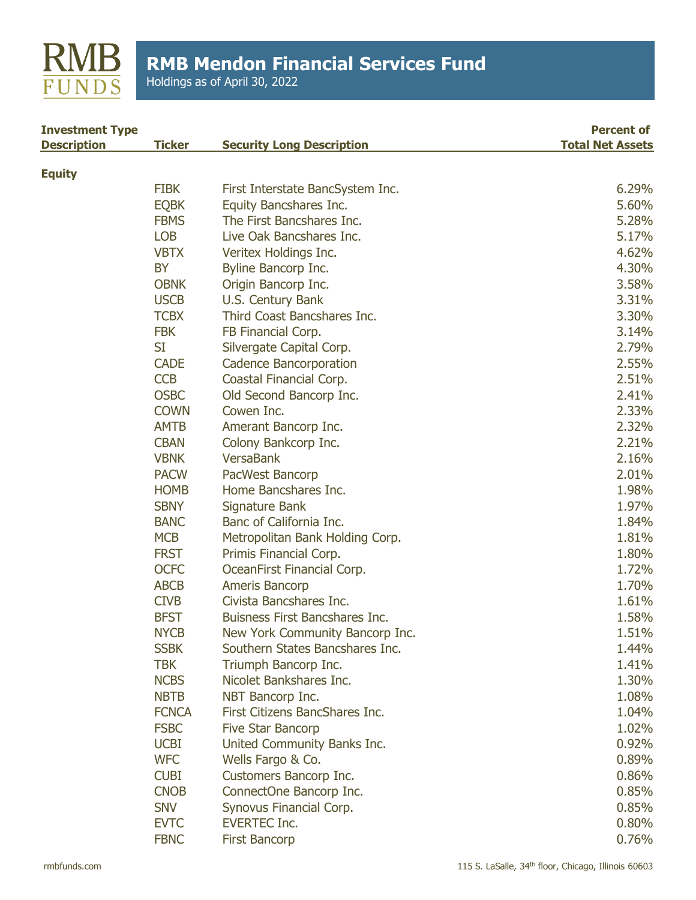# RMB Mendon Financial Services Fund

Holdings as of April 30, 2022

| Investment Type Description | Ticker | Security Long Description | Percent of Total Net Assets |
|---|---|---|---|
| **Equity** | | | |
| | FIBK | First Interstate BancSystem Inc. | 6.29% |
| | EQBK | Equity Bancshares Inc. | 5.60% |
| | FBMS | The First Bancshares Inc. | 5.28% |
| | LOB | Live Oak Bancshares Inc. | 5.17% |
| | VBTX | Veritex Holdings Inc. | 4.62% |
| | BY | Byline Bancorp Inc. | 4.30% |
| | OBNK | Origin Bancorp Inc. | 3.58% |
| | USCB | U.S. Century Bank | 3.31% |
| | TCBX | Third Coast Bancshares Inc. | 3.30% |
| | FBK | FB Financial Corp. | 3.14% |
| | SI | Silvergate Capital Corp. | 2.79% |
| | CADE | Cadence Bancorporation | 2.55% |
| | CCB | Coastal Financial Corp. | 2.51% |
| | OSBC | Old Second Bancorp Inc. | 2.41% |
| | COWN | Cowen Inc. | 2.33% |
| | AMTB | Amerant Bancorp Inc. | 2.32% |
| | CBAN | Colony Bankcorp Inc. | 2.21% |
| | VBNK | VersaBank | 2.16% |
| | PACW | PacWest Bancorp | 2.01% |
| | HOMB | Home Bancshares Inc. | 1.98% |
| | SBNY | Signature Bank | 1.97% |
| | BANC | Banc of California Inc. | 1.84% |
| | MCB | Metropolitan Bank Holding Corp. | 1.81% |
| | FRST | Primis Financial Corp. | 1.80% |
| | OCFC | OceanFirst Financial Corp. | 1.72% |
| | ABCB | Ameris Bancorp | 1.70% |
| | CIVB | Civista Bancshares Inc. | 1.61% |
| | BFST | Buisness First Bancshares Inc. | 1.58% |
| | NYCB | New York Community Bancorp Inc. | 1.51% |
| | SSBK | Southern States Bancshares Inc. | 1.44% |
| | TBK | Triumph Bancorp Inc. | 1.41% |
| | NCBS | Nicolet Bankshares Inc. | 1.30% |
| | NBTB | NBT Bancorp Inc. | 1.08% |
| | FCNCA | First Citizens BancShares Inc. | 1.04% |
| | FSBC | Five Star Bancorp | 1.02% |
| | UCBI | United Community Banks Inc. | 0.92% |
| | WFC | Wells Fargo & Co. | 0.89% |
| | CUBI | Customers Bancorp Inc. | 0.86% |
| | CNOB | ConnectOne Bancorp Inc. | 0.85% |
| | SNV | Synovus Financial Corp. | 0.85% |
| | EVTC | EVERTEC Inc. | 0.80% |
| | FBNC | First Bancorp | 0.76% |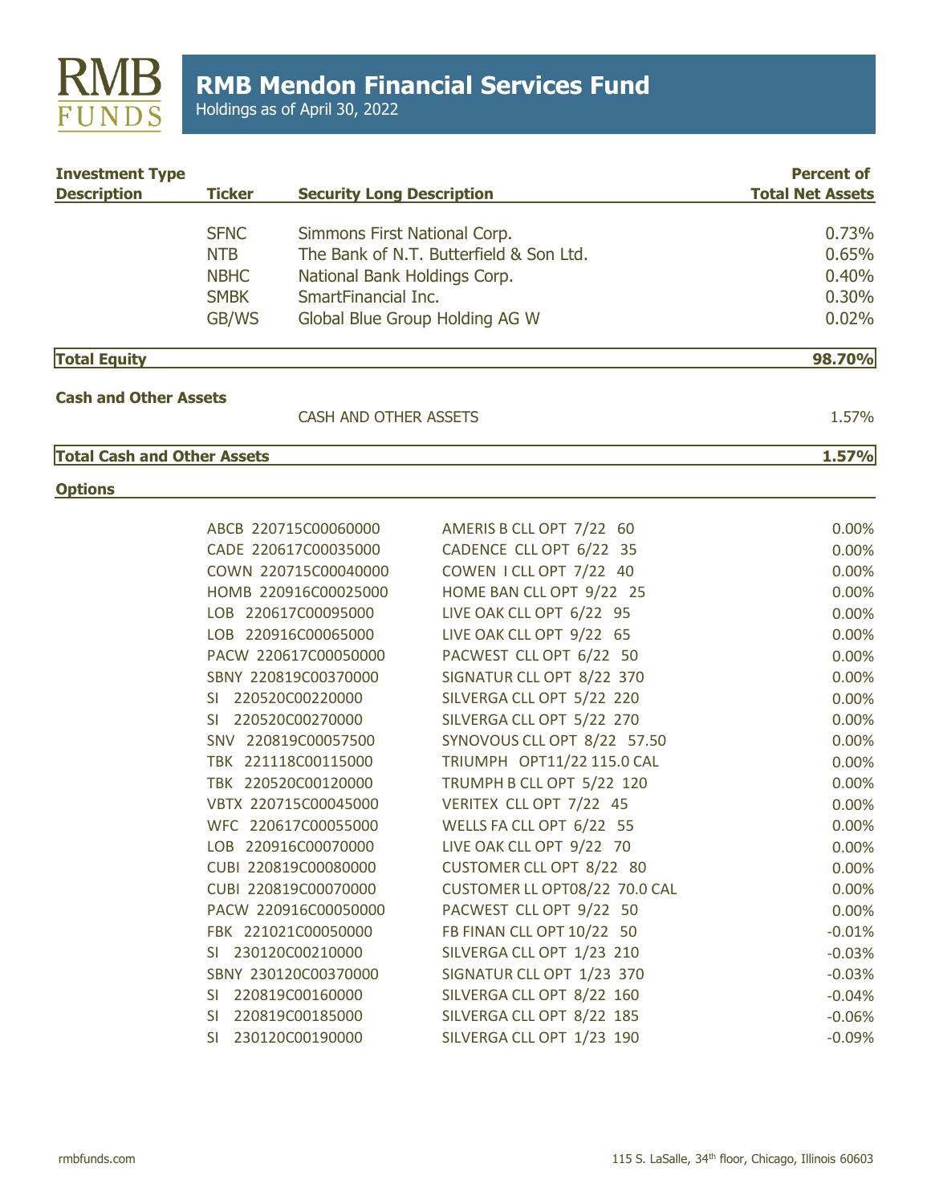# RMB Mendon Financial Services Fund

Holdings as of April 30, 2022

| Investment Type Description | Ticker | Security Long Description | Percent of Total Net Assets |
|---|---|---|---|
| | SFNC | Simmons First National Corp. | 0.73% |
| | NTB | The Bank of N.T. Butterfield & Son Ltd. | 0.65% |
| | NBHC | National Bank Holdings Corp. | 0.40% |
| | SMBK | SmartFinancial Inc. | 0.30% |
| | GB/WS | Global Blue Group Holding AG W | 0.02% |
| **Total Equity** | | | **98.70%** |
| **Cash and Other Assets** | | | |
| | | CASH AND OTHER ASSETS | 1.57% |
| **Total Cash and Other Assets** | | | **1.57%** |
| **Options** | | | |
| | ABCB 220715C00060000 | AMERIS B CLL OPT 7/22 60 | 0.00% |
| | CADE 220617C00035000 | CADENCE CLL OPT 6/22 35 | 0.00% |
| | COWN 220715C00040000 | COWEN I CLL OPT 7/22 40 | 0.00% |
| | HOMB 220916C00025000 | HOME BAN CLL OPT 9/22 25 | 0.00% |
| | LOB 220617C00095000 | LIVE OAK CLL OPT 6/22 95 | 0.00% |
| | LOB 220916C00065000 | LIVE OAK CLL OPT 9/22 65 | 0.00% |
| | PACW 220617C00050000 | PACWEST CLL OPT 6/22 50 | 0.00% |
| | SBNY 220819C00370000 | SIGNATUR CLL OPT 8/22 370 | 0.00% |
| | SI 220520C00220000 | SILVERGA CLL OPT 5/22 220 | 0.00% |
| | SI 220520C00270000 | SILVERGA CLL OPT 5/22 270 | 0.00% |
| | SNV 220819C00057500 | SYNOVOUS CLL OPT 8/22 57.50 | 0.00% |
| | TBK 221118C00115000 | TRIUMPH OPT11/22 115.0 CAL | 0.00% |
| | TBK 220520C00120000 | TRUMPH B CLL OPT 5/22 120 | 0.00% |
| | VBTX 220715C00045000 | VERITEX CLL OPT 7/22 45 | 0.00% |
| | WFC 220617C00055000 | WELLS FA CLL OPT 6/22 55 | 0.00% |
| | LOB 220916C00070000 | LIVE OAK CLL OPT 9/22 70 | 0.00% |
| | CUBI 220819C00080000 | CUSTOMER CLL OPT 8/22 80 | 0.00% |
| | CUBI 220819C00070000 | CUSTOMER LL OPT08/22 70.0 CAL | 0.00% |
| | PACW 220916C00050000 | PACWEST CLL OPT 9/22 50 | 0.00% |
| | FBK 221021C00050000 | FB FINAN CLL OPT 10/22 50 | -0.01% |
| | SI 230120C00210000 | SILVERGA CLL OPT 1/23 210 | -0.03% |
| | SBNY 230120C00370000 | SIGNATUR CLL OPT 1/23 370 | -0.03% |
| | SI 220819C00160000 | SILVERGA CLL OPT 8/22 160 | -0.04% |
| | SI 220819C00185000 | SILVERGA CLL OPT 8/22 185 | -0.06% |
| | SI 230120C00190000 | SILVERGA CLL OPT 1/23 190 | -0.09% |

rmbfunds.com

115 S. LaSalle, 34th floor, Chicago, Illinois 60603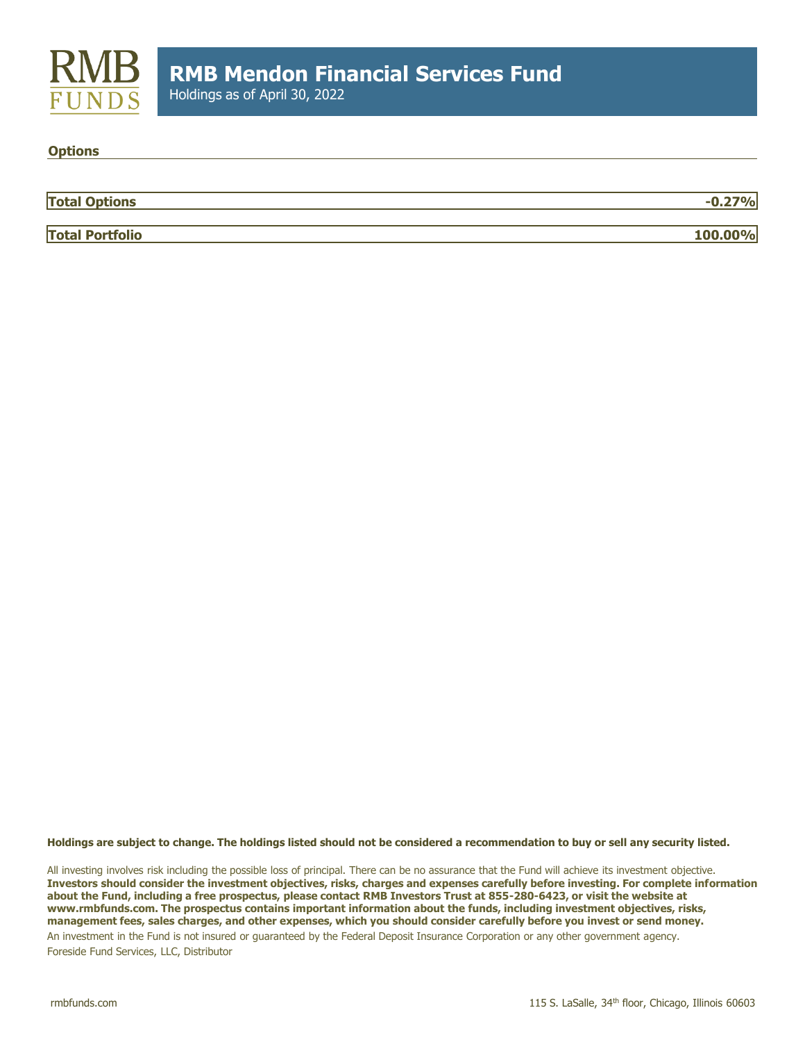## Options

| | |
|---|---|
| **Total Options** | **-0.27%** |
| **Total Portfolio** | **100.00%** |

**Holdings are subject to change. The holdings listed should not be considered a recommendation to buy or sell any security listed.**

All investing involves risk including the possible loss of principal. There can be no assurance that the Fund will achieve its investment objective. **Investors should consider the investment objectives, risks, charges and expenses carefully before investing. For complete information about the Fund, including a free prospectus, please contact RMB Investors Trust at 855-280-6423, or visit the website at www.rmbfunds.com. The prospectus contains important information about the funds, including investment objectives, risks, management fees, sales charges, and other expenses, which you should consider carefully before you invest or send money.**

An investment in the Fund is not insured or guaranteed by the Federal Deposit Insurance Corporation or any other government agency.

Foreside Fund Services, LLC, Distributor